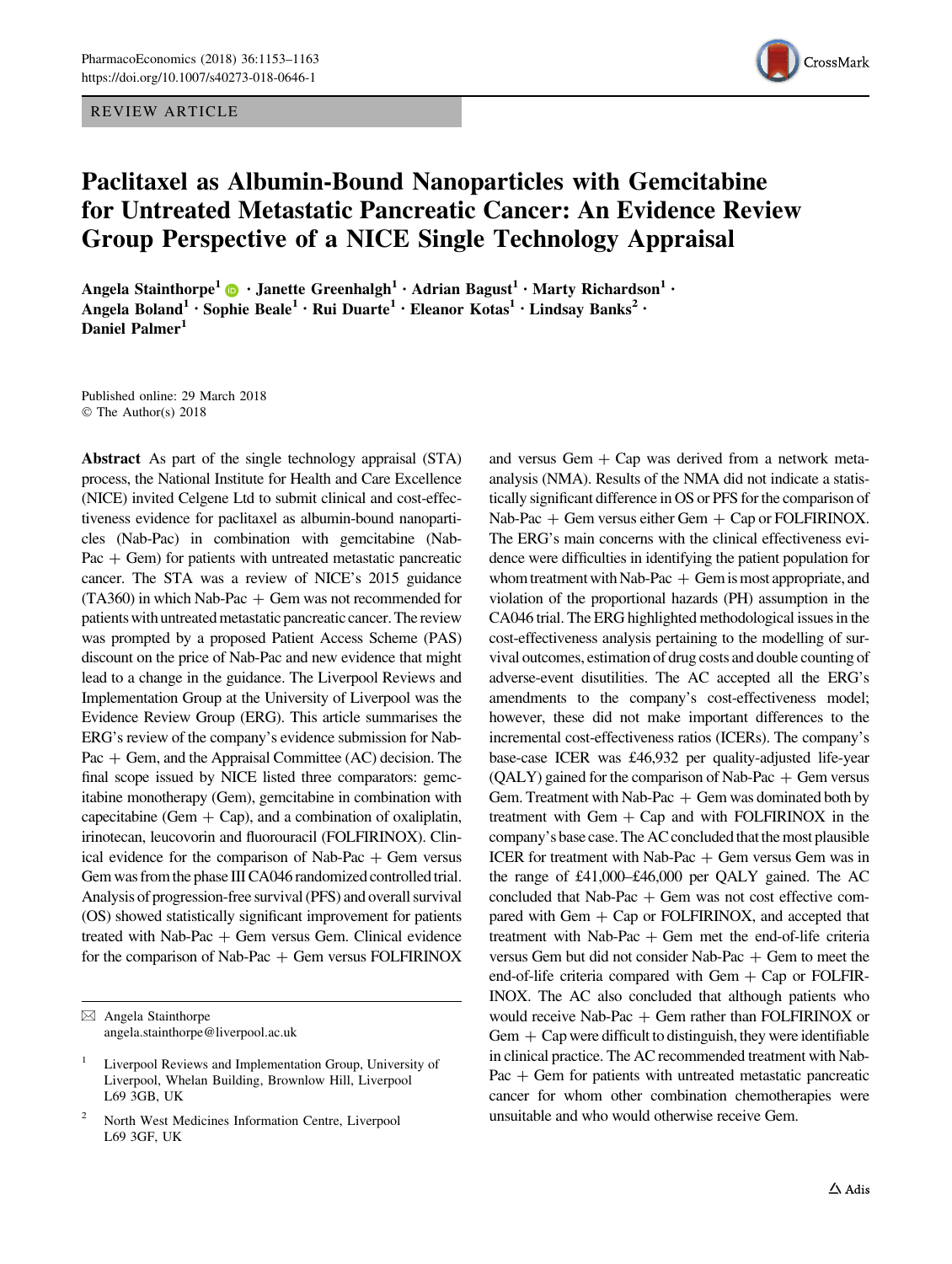REVIEW ARTICLE

# Paclitaxel as Albumin-Bound Nanoparticles with Gemcitabine for Untreated Metastatic Pancreatic Cancer: An Evidence Review Group Perspective of a NICE Single Technology Appraisal

Angela Stainthorpe[1] · Janette Greenhalgh[1] · Adrian Bagust[1] · Marty Richardson[1] · Angela Boland[1] · Sophie Beale[1] · Rui Duarte[1] · Eleanor Kotas[1] · Lindsay Banks[2] · Daniel Palmer[1]

Published online: 29 March 2018
© The Author(s) 2018

**Abstract** As part of the single technology appraisal (STA) process, the National Institute for Health and Care Excellence (NICE) invited Celgene Ltd to submit clinical and cost-effectiveness evidence for paclitaxel as albumin-bound nanoparticles (Nab-Pac) in combination with gemcitabine (Nab-Pac + Gem) for patients with untreated metastatic pancreatic cancer. The STA was a review of NICE's 2015 guidance (TA360) in which Nab-Pac + Gem was not recommended for patients with untreated metastatic pancreatic cancer. The review was prompted by a proposed Patient Access Scheme (PAS) discount on the price of Nab-Pac and new evidence that might lead to a change in the guidance. The Liverpool Reviews and Implementation Group at the University of Liverpool was the Evidence Review Group (ERG). This article summarises the ERG's review of the company's evidence submission for Nab-Pac + Gem, and the Appraisal Committee (AC) decision. The final scope issued by NICE listed three comparators: gemcitabine monotherapy (Gem), gemcitabine in combination with capecitabine (Gem + Cap), and a combination of oxaliplatin, irinotecan, leucovorin and fluorouracil (FOLFIRINOX). Clinical evidence for the comparison of Nab-Pac + Gem versus Gem was from the phase III CA046 randomized controlled trial. Analysis of progression-free survival (PFS) and overall survival (OS) showed statistically significant improvement for patients treated with Nab-Pac + Gem versus Gem. Clinical evidence for the comparison of Nab-Pac + Gem versus FOLFIRINOX and versus Gem + Cap was derived from a network meta-analysis (NMA). Results of the NMA did not indicate a statistically significant difference in OS or PFS for the comparison of Nab-Pac + Gem versus either Gem + Cap or FOLFIRINOX. The ERG's main concerns with the clinical effectiveness evidence were difficulties in identifying the patient population for whom treatment with Nab-Pac + Gem is most appropriate, and violation of the proportional hazards (PH) assumption in the CA046 trial. The ERG highlighted methodological issues in the cost-effectiveness analysis pertaining to the modelling of survival outcomes, estimation of drug costs and double counting of adverse-event disutilities. The AC accepted all the ERG's amendments to the company's cost-effectiveness model; however, these did not make important differences to the incremental cost-effectiveness ratios (ICERs). The company's base-case ICER was £46,932 per quality-adjusted life-year (QALY) gained for the comparison of Nab-Pac + Gem versus Gem. Treatment with Nab-Pac + Gem was dominated both by treatment with Gem + Cap and with FOLFIRINOX in the company's base case. The AC concluded that the most plausible ICER for treatment with Nab-Pac + Gem versus Gem was in the range of £41,000–£46,000 per QALY gained. The AC concluded that Nab-Pac + Gem was not cost effective compared with Gem + Cap or FOLFIRINOX, and accepted that treatment with Nab-Pac + Gem met the end-of-life criteria versus Gem but did not consider Nab-Pac + Gem to meet the end-of-life criteria compared with Gem + Cap or FOLFIRINOX. The AC also concluded that although patients who would receive Nab-Pac + Gem rather than FOLFIRINOX or Gem + Cap were difficult to distinguish, they were identifiable in clinical practice. The AC recommended treatment with Nab-Pac + Gem for patients with untreated metastatic pancreatic cancer for whom other combination chemotherapies were unsuitable and who would otherwise receive Gem.

✉ Angela Stainthorpe
angela.stainthorpe@liverpool.ac.uk

[1] Liverpool Reviews and Implementation Group, University of Liverpool, Whelan Building, Brownlow Hill, Liverpool L69 3GB, UK

[2] North West Medicines Information Centre, Liverpool L69 3GF, UK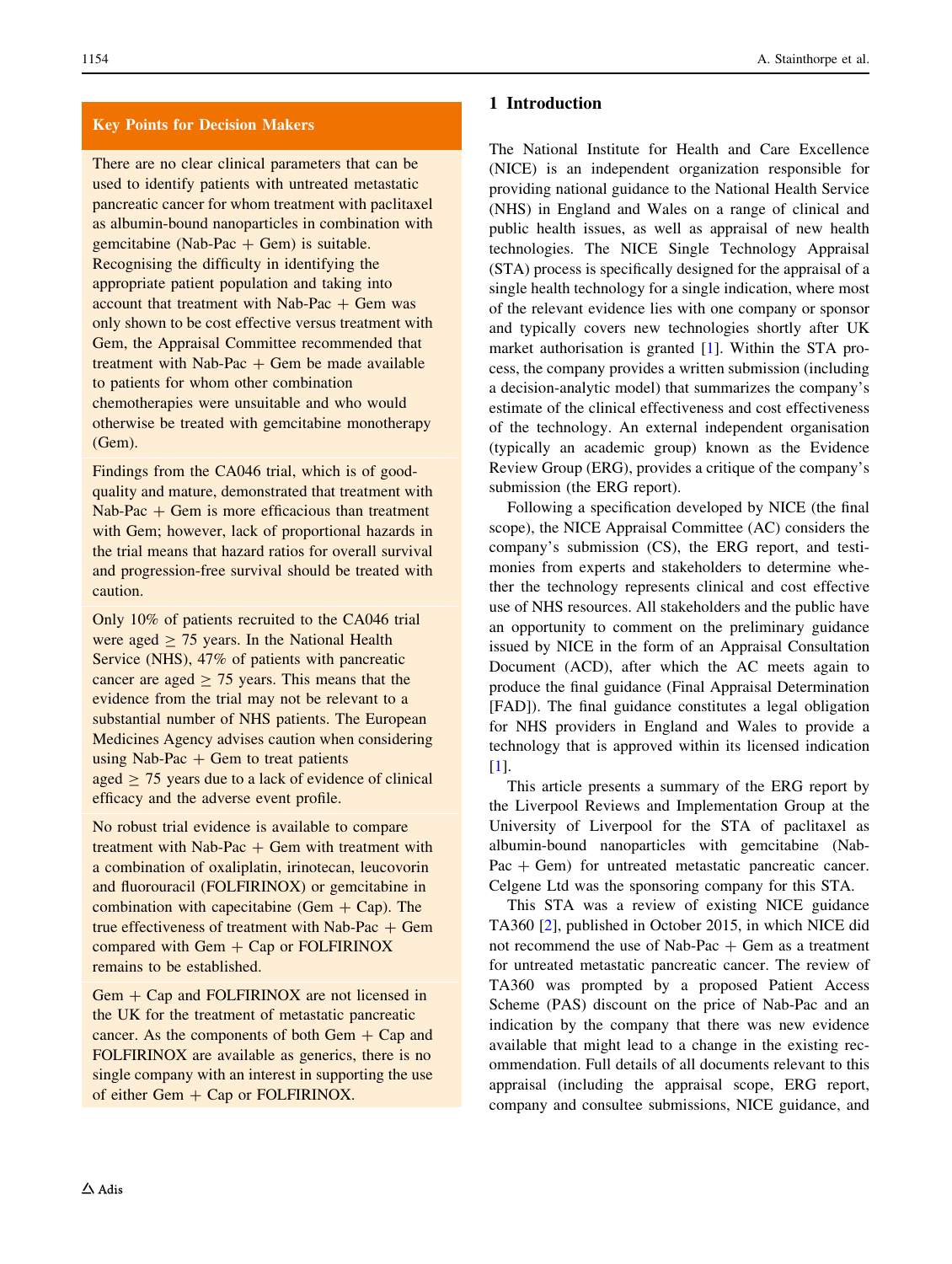## Key Points for Decision Makers

There are no clear clinical parameters that can be used to identify patients with untreated metastatic pancreatic cancer for whom treatment with paclitaxel as albumin-bound nanoparticles in combination with gemcitabine (Nab-Pac + Gem) is suitable. Recognising the difficulty in identifying the appropriate patient population and taking into account that treatment with Nab-Pac + Gem was only shown to be cost effective versus treatment with Gem, the Appraisal Committee recommended that treatment with Nab-Pac + Gem be made available to patients for whom other combination chemotherapies were unsuitable and who would otherwise be treated with gemcitabine monotherapy (Gem).

Findings from the CA046 trial, which is of good-quality and mature, demonstrated that treatment with Nab-Pac + Gem is more efficacious than treatment with Gem; however, lack of proportional hazards in the trial means that hazard ratios for overall survival and progression-free survival should be treated with caution.

Only 10% of patients recruited to the CA046 trial were aged ≥ 75 years. In the National Health Service (NHS), 47% of patients with pancreatic cancer are aged ≥ 75 years. This means that the evidence from the trial may not be relevant to a substantial number of NHS patients. The European Medicines Agency advises caution when considering using Nab-Pac + Gem to treat patients aged ≥ 75 years due to a lack of evidence of clinical efficacy and the adverse event profile.

No robust trial evidence is available to compare treatment with Nab-Pac + Gem with treatment with a combination of oxaliplatin, irinotecan, leucovorin and fluorouracil (FOLFIRINOX) or gemcitabine in combination with capecitabine (Gem + Cap). The true effectiveness of treatment with Nab-Pac + Gem compared with Gem + Cap or FOLFIRINOX remains to be established.

Gem + Cap and FOLFIRINOX are not licensed in the UK for the treatment of metastatic pancreatic cancer. As the components of both Gem + Cap and FOLFIRINOX are available as generics, there is no single company with an interest in supporting the use of either Gem + Cap or FOLFIRINOX.

## 1 Introduction

The National Institute for Health and Care Excellence (NICE) is an independent organization responsible for providing national guidance to the National Health Service (NHS) in England and Wales on a range of clinical and public health issues, as well as appraisal of new health technologies. The NICE Single Technology Appraisal (STA) process is specifically designed for the appraisal of a single health technology for a single indication, where most of the relevant evidence lies with one company or sponsor and typically covers new technologies shortly after UK market authorisation is granted [1]. Within the STA process, the company provides a written submission (including a decision-analytic model) that summarizes the company's estimate of the clinical effectiveness and cost effectiveness of the technology. An external independent organisation (typically an academic group) known as the Evidence Review Group (ERG), provides a critique of the company's submission (the ERG report).

Following a specification developed by NICE (the final scope), the NICE Appraisal Committee (AC) considers the company's submission (CS), the ERG report, and testimonies from experts and stakeholders to determine whether the technology represents clinical and cost effective use of NHS resources. All stakeholders and the public have an opportunity to comment on the preliminary guidance issued by NICE in the form of an Appraisal Consultation Document (ACD), after which the AC meets again to produce the final guidance (Final Appraisal Determination [FAD]). The final guidance constitutes a legal obligation for NHS providers in England and Wales to provide a technology that is approved within its licensed indication [1].

This article presents a summary of the ERG report by the Liverpool Reviews and Implementation Group at the University of Liverpool for the STA of paclitaxel as albumin-bound nanoparticles with gemcitabine (Nab-Pac + Gem) for untreated metastatic pancreatic cancer. Celgene Ltd was the sponsoring company for this STA.

This STA was a review of existing NICE guidance TA360 [2], published in October 2015, in which NICE did not recommend the use of Nab-Pac + Gem as a treatment for untreated metastatic pancreatic cancer. The review of TA360 was prompted by a proposed Patient Access Scheme (PAS) discount on the price of Nab-Pac and an indication by the company that there was new evidence available that might lead to a change in the existing recommendation. Full details of all documents relevant to this appraisal (including the appraisal scope, ERG report, company and consultee submissions, NICE guidance, and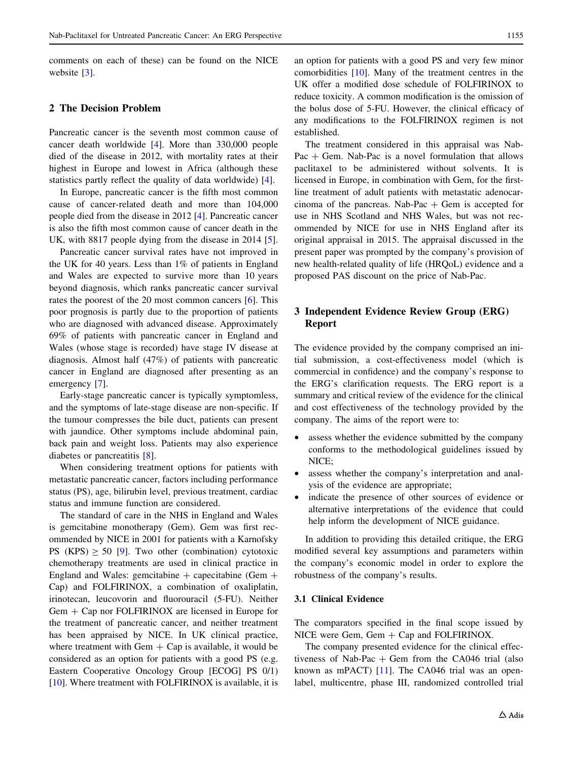comments on each of these) can be found on the NICE website [3].

## 2 The Decision Problem

Pancreatic cancer is the seventh most common cause of cancer death worldwide [4]. More than 330,000 people died of the disease in 2012, with mortality rates at their highest in Europe and lowest in Africa (although these statistics partly reflect the quality of data worldwide) [4].

In Europe, pancreatic cancer is the fifth most common cause of cancer-related death and more than 104,000 people died from the disease in 2012 [4]. Pancreatic cancer is also the fifth most common cause of cancer death in the UK, with 8817 people dying from the disease in 2014 [5].

Pancreatic cancer survival rates have not improved in the UK for 40 years. Less than 1% of patients in England and Wales are expected to survive more than 10 years beyond diagnosis, which ranks pancreatic cancer survival rates the poorest of the 20 most common cancers [6]. This poor prognosis is partly due to the proportion of patients who are diagnosed with advanced disease. Approximately 69% of patients with pancreatic cancer in England and Wales (whose stage is recorded) have stage IV disease at diagnosis. Almost half (47%) of patients with pancreatic cancer in England are diagnosed after presenting as an emergency [7].

Early-stage pancreatic cancer is typically symptomless, and the symptoms of late-stage disease are non-specific. If the tumour compresses the bile duct, patients can present with jaundice. Other symptoms include abdominal pain, back pain and weight loss. Patients may also experience diabetes or pancreatitis [8].

When considering treatment options for patients with metastatic pancreatic cancer, factors including performance status (PS), age, bilirubin level, previous treatment, cardiac status and immune function are considered.

The standard of care in the NHS in England and Wales is gemcitabine monotherapy (Gem). Gem was first recommended by NICE in 2001 for patients with a Karnofsky PS (KPS) $\geq$ 50 [9]. Two other (combination) cytotoxic chemotherapy treatments are used in clinical practice in England and Wales: gemcitabine + capecitabine (Gem + Cap) and FOLFIRINOX, a combination of oxaliplatin, irinotecan, leucovorin and fluorouracil (5-FU). Neither Gem + Cap nor FOLFIRINOX are licensed in Europe for the treatment of pancreatic cancer, and neither treatment has been appraised by NICE. In UK clinical practice, where treatment with Gem + Cap is available, it would be considered as an option for patients with a good PS (e.g. Eastern Cooperative Oncology Group [ECOG] PS 0/1) [10]. Where treatment with FOLFIRINOX is available, it is an option for patients with a good PS and very few minor comorbidities [10]. Many of the treatment centres in the UK offer a modified dose schedule of FOLFIRINOX to reduce toxicity. A common modification is the omission of the bolus dose of 5-FU. However, the clinical efficacy of any modifications to the FOLFIRINOX regimen is not established.

The treatment considered in this appraisal was Nab-Pac + Gem. Nab-Pac is a novel formulation that allows paclitaxel to be administered without solvents. It is licensed in Europe, in combination with Gem, for the first-line treatment of adult patients with metastatic adenocarcinoma of the pancreas. Nab-Pac + Gem is accepted for use in NHS Scotland and NHS Wales, but was not recommended by NICE for use in NHS England after its original appraisal in 2015. The appraisal discussed in the present paper was prompted by the company's provision of new health-related quality of life (HRQoL) evidence and a proposed PAS discount on the price of Nab-Pac.

## 3 Independent Evidence Review Group (ERG) Report

The evidence provided by the company comprised an initial submission, a cost-effectiveness model (which is commercial in confidence) and the company's response to the ERG's clarification requests. The ERG report is a summary and critical review of the evidence for the clinical and cost effectiveness of the technology provided by the company. The aims of the report were to:

- assess whether the evidence submitted by the company conforms to the methodological guidelines issued by NICE;
- assess whether the company's interpretation and analysis of the evidence are appropriate;
- indicate the presence of other sources of evidence or alternative interpretations of the evidence that could help inform the development of NICE guidance.

In addition to providing this detailed critique, the ERG modified several key assumptions and parameters within the company's economic model in order to explore the robustness of the company's results.

### 3.1 Clinical Evidence

The comparators specified in the final scope issued by NICE were Gem, Gem + Cap and FOLFIRINOX.

The company presented evidence for the clinical effectiveness of Nab-Pac + Gem from the CA046 trial (also known as mPACT) [11]. The CA046 trial was an open-label, multicentre, phase III, randomized controlled trial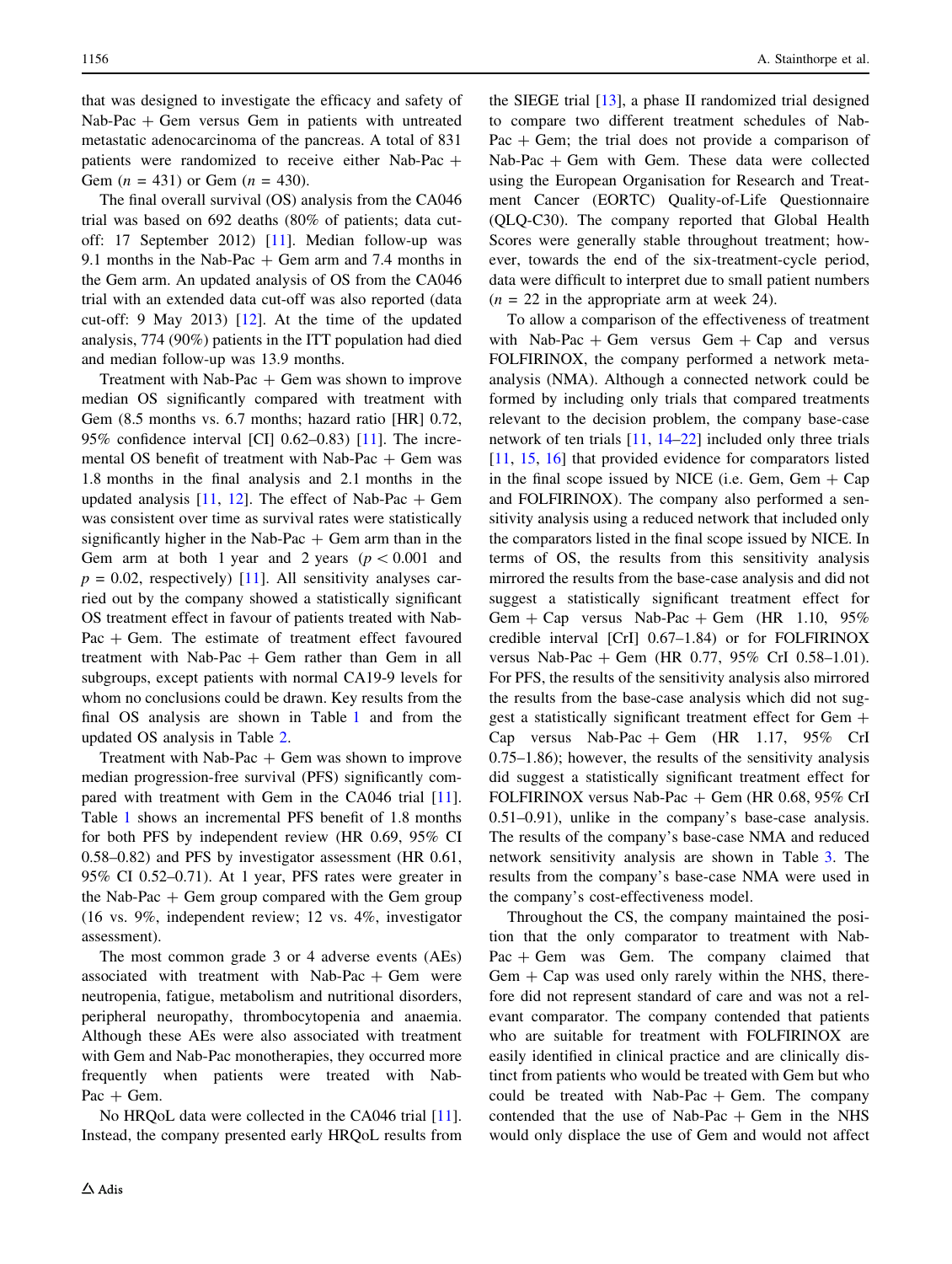that was designed to investigate the efficacy and safety of Nab-Pac + Gem versus Gem in patients with untreated metastatic adenocarcinoma of the pancreas. A total of 831 patients were randomized to receive either Nab-Pac + Gem ($n = 431$) or Gem ($n = 430$).

The final overall survival (OS) analysis from the CA046 trial was based on 692 deaths (80% of patients; data cut-off: 17 September 2012) [11]. Median follow-up was 9.1 months in the Nab-Pac + Gem arm and 7.4 months in the Gem arm. An updated analysis of OS from the CA046 trial with an extended data cut-off was also reported (data cut-off: 9 May 2013) [12]. At the time of the updated analysis, 774 (90%) patients in the ITT population had died and median follow-up was 13.9 months.

Treatment with Nab-Pac + Gem was shown to improve median OS significantly compared with treatment with Gem (8.5 months vs. 6.7 months; hazard ratio [HR] 0.72, 95% confidence interval [CI] 0.62–0.83) [11]. The incremental OS benefit of treatment with Nab-Pac + Gem was 1.8 months in the final analysis and 2.1 months in the updated analysis [11, 12]. The effect of Nab-Pac + Gem was consistent over time as survival rates were statistically significantly higher in the Nab-Pac + Gem arm than in the Gem arm at both 1 year and 2 years ($p < 0.001$ and $p = 0.02$, respectively) [11]. All sensitivity analyses carried out by the company showed a statistically significant OS treatment effect in favour of patients treated with Nab-Pac + Gem. The estimate of treatment effect favoured treatment with Nab-Pac + Gem rather than Gem in all subgroups, except patients with normal CA19-9 levels for whom no conclusions could be drawn. Key results from the final OS analysis are shown in Table 1 and from the updated OS analysis in Table 2.

Treatment with Nab-Pac + Gem was shown to improve median progression-free survival (PFS) significantly compared with treatment with Gem in the CA046 trial [11]. Table 1 shows an incremental PFS benefit of 1.8 months for both PFS by independent review (HR 0.69, 95% CI 0.58–0.82) and PFS by investigator assessment (HR 0.61, 95% CI 0.52–0.71). At 1 year, PFS rates were greater in the Nab-Pac + Gem group compared with the Gem group (16 vs. 9%, independent review; 12 vs. 4%, investigator assessment).

The most common grade 3 or 4 adverse events (AEs) associated with treatment with Nab-Pac + Gem were neutropenia, fatigue, metabolism and nutritional disorders, peripheral neuropathy, thrombocytopenia and anaemia. Although these AEs were also associated with treatment with Gem and Nab-Pac monotherapies, they occurred more frequently when patients were treated with Nab-Pac + Gem.

No HRQoL data were collected in the CA046 trial [11]. Instead, the company presented early HRQoL results from the SIEGE trial [13], a phase II randomized trial designed to compare two different treatment schedules of Nab-Pac + Gem; the trial does not provide a comparison of Nab-Pac + Gem with Gem. These data were collected using the European Organisation for Research and Treatment Cancer (EORTC) Quality-of-Life Questionnaire (QLQ-C30). The company reported that Global Health Scores were generally stable throughout treatment; however, towards the end of the six-treatment-cycle period, data were difficult to interpret due to small patient numbers ($n = 22$ in the appropriate arm at week 24).

To allow a comparison of the effectiveness of treatment with Nab-Pac + Gem versus Gem + Cap and versus FOLFIRINOX, the company performed a network meta-analysis (NMA). Although a connected network could be formed by including only trials that compared treatments relevant to the decision problem, the company base-case network of ten trials [11, 14–22] included only three trials [11, 15, 16] that provided evidence for comparators listed in the final scope issued by NICE (i.e. Gem, Gem + Cap and FOLFIRINOX). The company also performed a sensitivity analysis using a reduced network that included only the comparators listed in the final scope issued by NICE. In terms of OS, the results from this sensitivity analysis mirrored the results from the base-case analysis and did not suggest a statistically significant treatment effect for Gem + Cap versus Nab-Pac + Gem (HR 1.10, 95% credible interval [CrI] 0.67–1.84) or for FOLFIRINOX versus Nab-Pac + Gem (HR 0.77, 95% CrI 0.58–1.01). For PFS, the results of the sensitivity analysis also mirrored the results from the base-case analysis which did not suggest a statistically significant treatment effect for Gem + Cap versus Nab-Pac + Gem (HR 1.17, 95% CrI 0.75–1.86); however, the results of the sensitivity analysis did suggest a statistically significant treatment effect for FOLFIRINOX versus Nab-Pac + Gem (HR 0.68, 95% CrI 0.51–0.91), unlike in the company's base-case analysis. The results of the company's base-case NMA and reduced network sensitivity analysis are shown in Table 3. The results from the company's base-case NMA were used in the company's cost-effectiveness model.

Throughout the CS, the company maintained the position that the only comparator to treatment with Nab-Pac + Gem was Gem. The company claimed that Gem + Cap was used only rarely within the NHS, therefore did not represent standard of care and was not a relevant comparator. The company contended that patients who are suitable for treatment with FOLFIRINOX are easily identified in clinical practice and are clinically distinct from patients who would be treated with Gem but who could be treated with Nab-Pac + Gem. The company contended that the use of Nab-Pac + Gem in the NHS would only displace the use of Gem and would not affect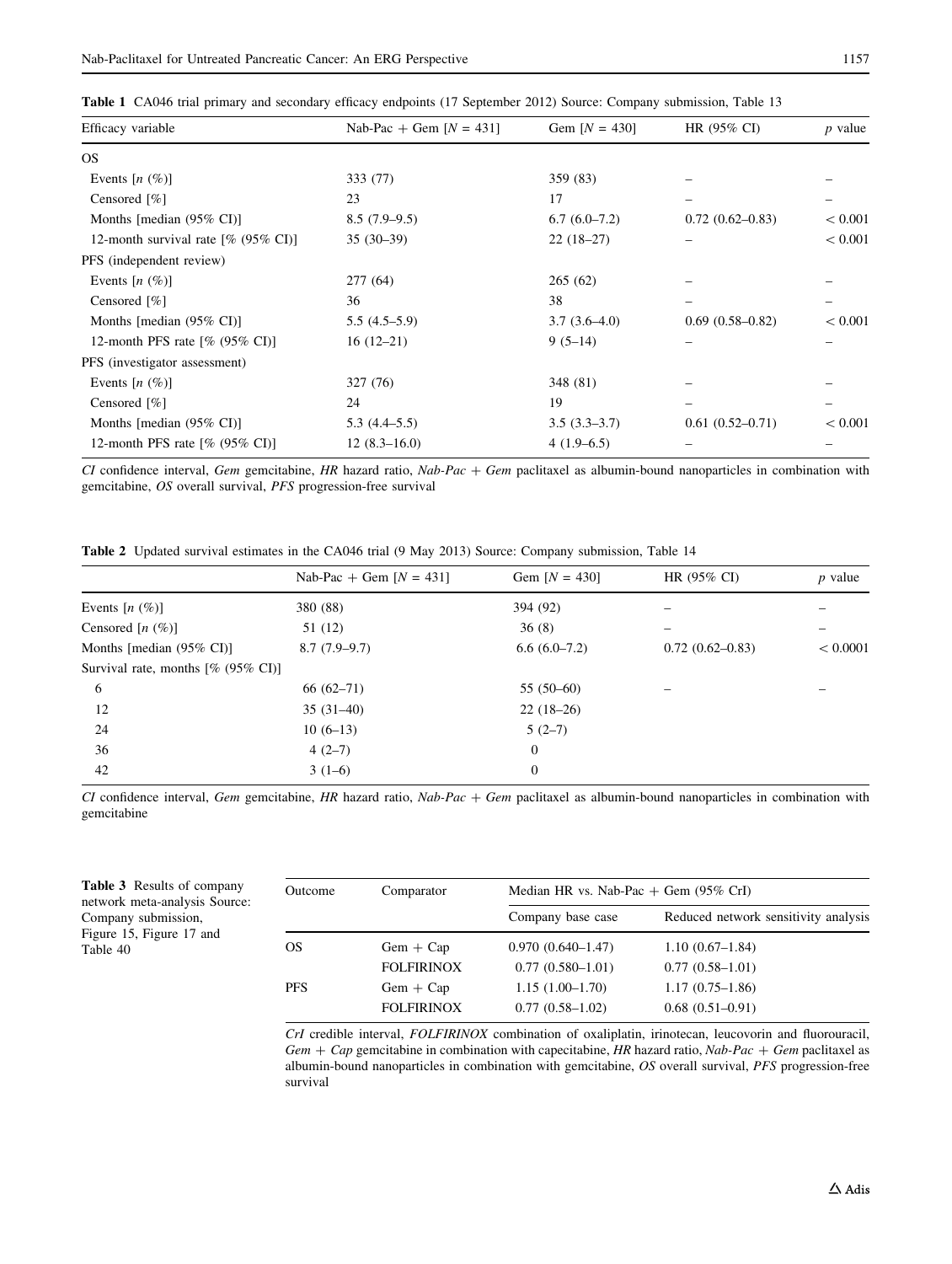**Table 1** CA046 trial primary and secondary efficacy endpoints (17 September 2012) Source: Company submission, Table 13

| Efficacy variable | Nab-Pac + Gem [N = 431] | Gem [N = 430] | HR (95% CI) | p value |
|---|---|---|---|---|
| OS | | | | |
| Events [n (%)] | 333 (77) | 359 (83) | – | – |
| Censored [%] | 23 | 17 | – | – |
| Months [median (95% CI)] | 8.5 (7.9–9.5) | 6.7 (6.0–7.2) | 0.72 (0.62–0.83) | < 0.001 |
| 12-month survival rate [% (95% CI)] | 35 (30–39) | 22 (18–27) | – | < 0.001 |
| PFS (independent review) | | | | |
| Events [n (%)] | 277 (64) | 265 (62) | – | – |
| Censored [%] | 36 | 38 | – | – |
| Months [median (95% CI)] | 5.5 (4.5–5.9) | 3.7 (3.6–4.0) | 0.69 (0.58–0.82) | < 0.001 |
| 12-month PFS rate [% (95% CI)] | 16 (12–21) | 9 (5–14) | – | – |
| PFS (investigator assessment) | | | | |
| Events [n (%)] | 327 (76) | 348 (81) | – | – |
| Censored [%] | 24 | 19 | – | – |
| Months [median (95% CI)] | 5.3 (4.4–5.5) | 3.5 (3.3–3.7) | 0.61 (0.52–0.71) | < 0.001 |
| 12-month PFS rate [% (95% CI)] | 12 (8.3–16.0) | 4 (1.9–6.5) | – | – |

*CI* confidence interval, *Gem* gemcitabine, *HR* hazard ratio, *Nab-Pac + Gem* paclitaxel as albumin-bound nanoparticles in combination with gemcitabine, *OS* overall survival, *PFS* progression-free survival

**Table 2** Updated survival estimates in the CA046 trial (9 May 2013) Source: Company submission, Table 14

| | Nab-Pac + Gem [N = 431] | Gem [N = 430] | HR (95% CI) | p value |
|---|---|---|---|---|
| Events [n (%)] | 380 (88) | 394 (92) | – | – |
| Censored [n (%)] | 51 (12) | 36 (8) | – | – |
| Months [median (95% CI)] | 8.7 (7.9–9.7) | 6.6 (6.0–7.2) | 0.72 (0.62–0.83) | < 0.0001 |
| Survival rate, months [% (95% CI)] | | | | |
| 6 | 66 (62–71) | 55 (50–60) | – | – |
| 12 | 35 (31–40) | 22 (18–26) | | |
| 24 | 10 (6–13) | 5 (2–7) | | |
| 36 | 4 (2–7) | 0 | | |
| 42 | 3 (1–6) | 0 | | |

*CI* confidence interval, *Gem* gemcitabine, *HR* hazard ratio, *Nab-Pac + Gem* paclitaxel as albumin-bound nanoparticles in combination with gemcitabine

**Table 3** Results of company network meta-analysis Source: Company submission, Figure 15, Figure 17 and Table 40

| Outcome | Comparator | Median HR vs. Nab-Pac + Gem (95% CrI) | |
|---|---|---|---|
| | | Company base case | Reduced network sensitivity analysis |
| OS | Gem + Cap | 0.970 (0.640–1.47) | 1.10 (0.67–1.84) |
| | FOLFIRINOX | 0.77 (0.580–1.01) | 0.77 (0.58–1.01) |
| PFS | Gem + Cap | 1.15 (1.00–1.70) | 1.17 (0.75–1.86) |
| | FOLFIRINOX | 0.77 (0.58–1.02) | 0.68 (0.51–0.91) |

*CrI* credible interval, *FOLFIRINOX* combination of oxaliplatin, irinotecan, leucovorin and fluorouracil, *Gem + Cap* gemcitabine in combination with capecitabine, *HR* hazard ratio, *Nab-Pac + Gem* paclitaxel as albumin-bound nanoparticles in combination with gemcitabine, *OS* overall survival, *PFS* progression-free survival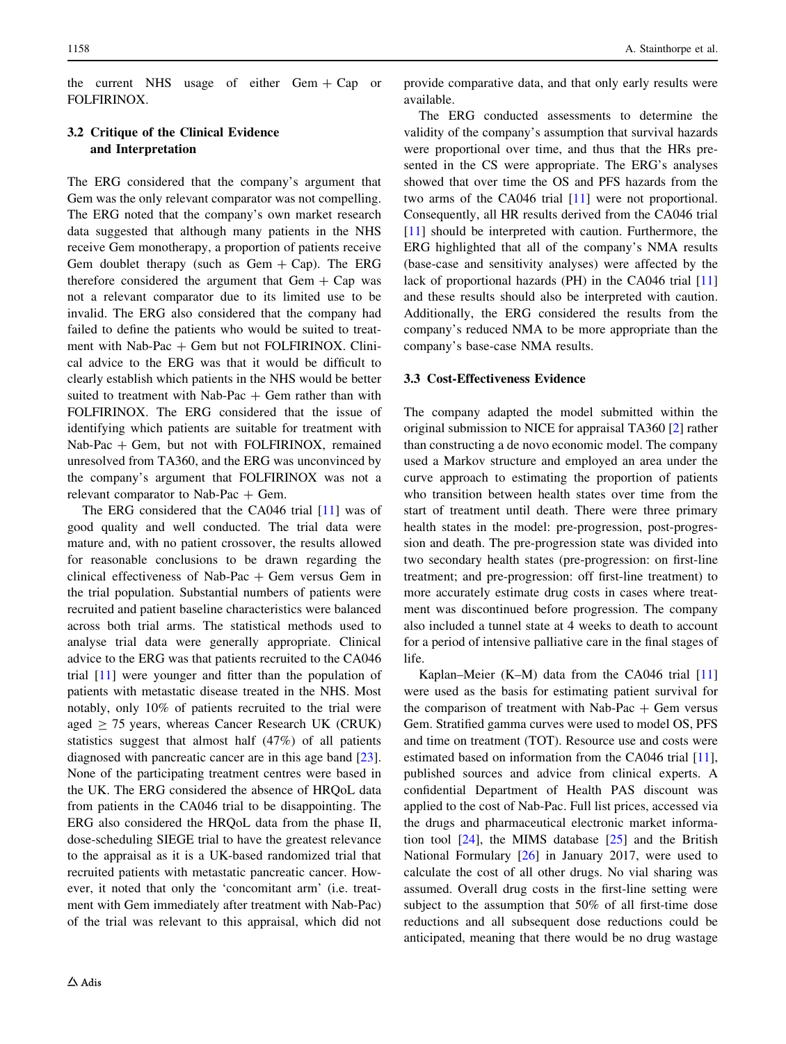the current NHS usage of either Gem + Cap or FOLFIRINOX.

### 3.2 Critique of the Clinical Evidence and Interpretation

The ERG considered that the company's argument that Gem was the only relevant comparator was not compelling. The ERG noted that the company's own market research data suggested that although many patients in the NHS receive Gem monotherapy, a proportion of patients receive Gem doublet therapy (such as Gem + Cap). The ERG therefore considered the argument that Gem + Cap was not a relevant comparator due to its limited use to be invalid. The ERG also considered that the company had failed to define the patients who would be suited to treatment with Nab-Pac + Gem but not FOLFIRINOX. Clinical advice to the ERG was that it would be difficult to clearly establish which patients in the NHS would be better suited to treatment with Nab-Pac + Gem rather than with FOLFIRINOX. The ERG considered that the issue of identifying which patients are suitable for treatment with Nab-Pac + Gem, but not with FOLFIRINOX, remained unresolved from TA360, and the ERG was unconvinced by the company's argument that FOLFIRINOX was not a relevant comparator to Nab-Pac + Gem.

The ERG considered that the CA046 trial [11] was of good quality and well conducted. The trial data were mature and, with no patient crossover, the results allowed for reasonable conclusions to be drawn regarding the clinical effectiveness of Nab-Pac + Gem versus Gem in the trial population. Substantial numbers of patients were recruited and patient baseline characteristics were balanced across both trial arms. The statistical methods used to analyse trial data were generally appropriate. Clinical advice to the ERG was that patients recruited to the CA046 trial [11] were younger and fitter than the population of patients with metastatic disease treated in the NHS. Most notably, only 10% of patients recruited to the trial were aged $\geq$ 75 years, whereas Cancer Research UK (CRUK) statistics suggest that almost half (47%) of all patients diagnosed with pancreatic cancer are in this age band [23]. None of the participating treatment centres were based in the UK. The ERG considered the absence of HRQoL data from patients in the CA046 trial to be disappointing. The ERG also considered the HRQoL data from the phase II, dose-scheduling SIEGE trial to have the greatest relevance to the appraisal as it is a UK-based randomized trial that recruited patients with metastatic pancreatic cancer. However, it noted that only the 'concomitant arm' (i.e. treatment with Gem immediately after treatment with Nab-Pac) of the trial was relevant to this appraisal, which did not provide comparative data, and that only early results were available.

The ERG conducted assessments to determine the validity of the company's assumption that survival hazards were proportional over time, and thus that the HRs presented in the CS were appropriate. The ERG's analyses showed that over time the OS and PFS hazards from the two arms of the CA046 trial [11] were not proportional. Consequently, all HR results derived from the CA046 trial [11] should be interpreted with caution. Furthermore, the ERG highlighted that all of the company's NMA results (base-case and sensitivity analyses) were affected by the lack of proportional hazards (PH) in the CA046 trial [11] and these results should also be interpreted with caution. Additionally, the ERG considered the results from the company's reduced NMA to be more appropriate than the company's base-case NMA results.

### 3.3 Cost-Effectiveness Evidence

The company adapted the model submitted within the original submission to NICE for appraisal TA360 [2] rather than constructing a de novo economic model. The company used a Markov structure and employed an area under the curve approach to estimating the proportion of patients who transition between health states over time from the start of treatment until death. There were three primary health states in the model: pre-progression, post-progression and death. The pre-progression state was divided into two secondary health states (pre-progression: on first-line treatment; and pre-progression: off first-line treatment) to more accurately estimate drug costs in cases where treatment was discontinued before progression. The company also included a tunnel state at 4 weeks to death to account for a period of intensive palliative care in the final stages of life.

Kaplan–Meier (K–M) data from the CA046 trial [11] were used as the basis for estimating patient survival for the comparison of treatment with Nab-Pac + Gem versus Gem. Stratified gamma curves were used to model OS, PFS and time on treatment (TOT). Resource use and costs were estimated based on information from the CA046 trial [11], published sources and advice from clinical experts. A confidential Department of Health PAS discount was applied to the cost of Nab-Pac. Full list prices, accessed via the drugs and pharmaceutical electronic market information tool [24], the MIMS database [25] and the British National Formulary [26] in January 2017, were used to calculate the cost of all other drugs. No vial sharing was assumed. Overall drug costs in the first-line setting were subject to the assumption that 50% of all first-time dose reductions and all subsequent dose reductions could be anticipated, meaning that there would be no drug wastage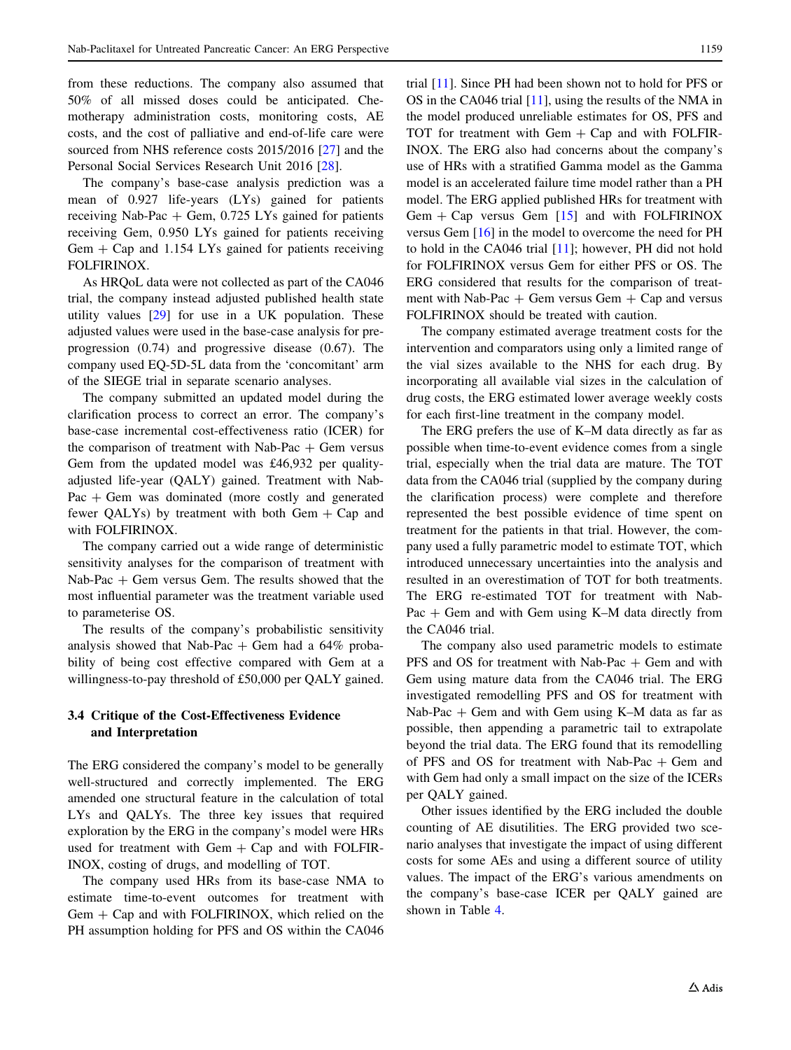from these reductions. The company also assumed that 50% of all missed doses could be anticipated. Chemotherapy administration costs, monitoring costs, AE costs, and the cost of palliative and end-of-life care were sourced from NHS reference costs 2015/2016 [27] and the Personal Social Services Research Unit 2016 [28].

The company's base-case analysis prediction was a mean of 0.927 life-years (LYs) gained for patients receiving Nab-Pac + Gem, 0.725 LYs gained for patients receiving Gem, 0.950 LYs gained for patients receiving Gem + Cap and 1.154 LYs gained for patients receiving FOLFIRINOX.

As HRQoL data were not collected as part of the CA046 trial, the company instead adjusted published health state utility values [29] for use in a UK population. These adjusted values were used in the base-case analysis for pre-progression (0.74) and progressive disease (0.67). The company used EQ-5D-5L data from the 'concomitant' arm of the SIEGE trial in separate scenario analyses.

The company submitted an updated model during the clarification process to correct an error. The company's base-case incremental cost-effectiveness ratio (ICER) for the comparison of treatment with Nab-Pac + Gem versus Gem from the updated model was £46,932 per quality-adjusted life-year (QALY) gained. Treatment with Nab-Pac + Gem was dominated (more costly and generated fewer QALYs) by treatment with both Gem + Cap and with FOLFIRINOX.

The company carried out a wide range of deterministic sensitivity analyses for the comparison of treatment with Nab-Pac + Gem versus Gem. The results showed that the most influential parameter was the treatment variable used to parameterise OS.

The results of the company's probabilistic sensitivity analysis showed that Nab-Pac + Gem had a 64% probability of being cost effective compared with Gem at a willingness-to-pay threshold of £50,000 per QALY gained.

### 3.4 Critique of the Cost-Effectiveness Evidence and Interpretation

The ERG considered the company's model to be generally well-structured and correctly implemented. The ERG amended one structural feature in the calculation of total LYs and QALYs. The three key issues that required exploration by the ERG in the company's model were HRs used for treatment with Gem + Cap and with FOLFIRINOX, costing of drugs, and modelling of TOT.

The company used HRs from its base-case NMA to estimate time-to-event outcomes for treatment with Gem + Cap and with FOLFIRINOX, which relied on the PH assumption holding for PFS and OS within the CA046 trial [11]. Since PH had been shown not to hold for PFS or OS in the CA046 trial [11], using the results of the NMA in the model produced unreliable estimates for OS, PFS and TOT for treatment with Gem + Cap and with FOLFIRINOX. The ERG also had concerns about the company's use of HRs with a stratified Gamma model as the Gamma model is an accelerated failure time model rather than a PH model. The ERG applied published HRs for treatment with Gem + Cap versus Gem [15] and with FOLFIRINOX versus Gem [16] in the model to overcome the need for PH to hold in the CA046 trial [11]; however, PH did not hold for FOLFIRINOX versus Gem for either PFS or OS. The ERG considered that results for the comparison of treatment with Nab-Pac + Gem versus Gem + Cap and versus FOLFIRINOX should be treated with caution.

The company estimated average treatment costs for the intervention and comparators using only a limited range of the vial sizes available to the NHS for each drug. By incorporating all available vial sizes in the calculation of drug costs, the ERG estimated lower average weekly costs for each first-line treatment in the company model.

The ERG prefers the use of K–M data directly as far as possible when time-to-event evidence comes from a single trial, especially when the trial data are mature. The TOT data from the CA046 trial (supplied by the company during the clarification process) were complete and therefore represented the best possible evidence of time spent on treatment for the patients in that trial. However, the company used a fully parametric model to estimate TOT, which introduced unnecessary uncertainties into the analysis and resulted in an overestimation of TOT for both treatments. The ERG re-estimated TOT for treatment with Nab-Pac + Gem and with Gem using K–M data directly from the CA046 trial.

The company also used parametric models to estimate PFS and OS for treatment with Nab-Pac + Gem and with Gem using mature data from the CA046 trial. The ERG investigated remodelling PFS and OS for treatment with Nab-Pac + Gem and with Gem using K–M data as far as possible, then appending a parametric tail to extrapolate beyond the trial data. The ERG found that its remodelling of PFS and OS for treatment with Nab-Pac + Gem and with Gem had only a small impact on the size of the ICERs per QALY gained.

Other issues identified by the ERG included the double counting of AE disutilities. The ERG provided two scenario analyses that investigate the impact of using different costs for some AEs and using a different source of utility values. The impact of the ERG's various amendments on the company's base-case ICER per QALY gained are shown in Table 4.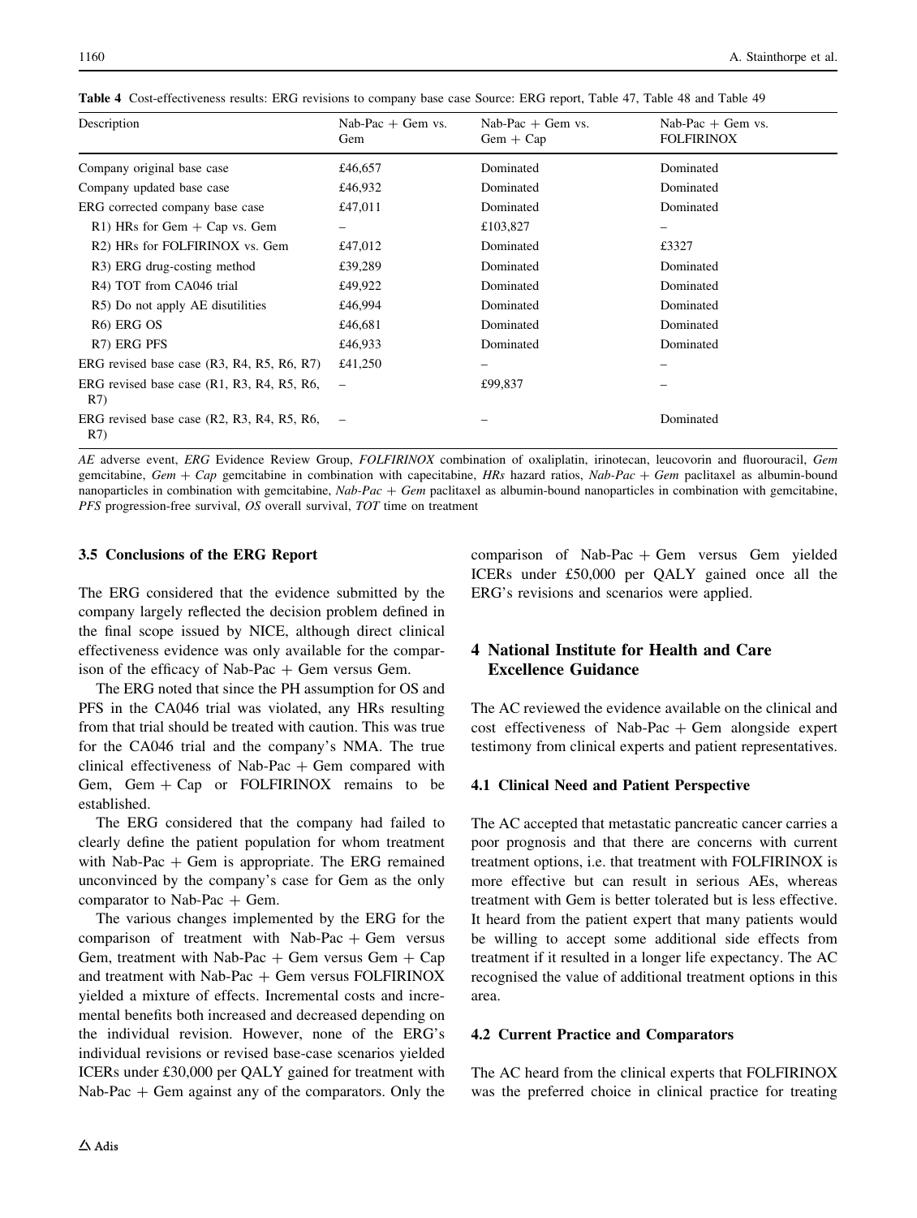**Table 4** Cost-effectiveness results: ERG revisions to company base case Source: ERG report, Table 47, Table 48 and Table 49

| Description | Nab-Pac + Gem vs. Gem | Nab-Pac + Gem vs. Gem + Cap | Nab-Pac + Gem vs. FOLFIRINOX |
|---|---|---|---|
| Company original base case | £46,657 | Dominated | Dominated |
| Company updated base case | £46,932 | Dominated | Dominated |
| ERG corrected company base case | £47,011 | Dominated | Dominated |
| R1) HRs for Gem + Cap vs. Gem | – | £103,827 | – |
| R2) HRs for FOLFIRINOX vs. Gem | £47,012 | Dominated | £3327 |
| R3) ERG drug-costing method | £39,289 | Dominated | Dominated |
| R4) TOT from CA046 trial | £49,922 | Dominated | Dominated |
| R5) Do not apply AE disutilities | £46,994 | Dominated | Dominated |
| R6) ERG OS | £46,681 | Dominated | Dominated |
| R7) ERG PFS | £46,933 | Dominated | Dominated |
| ERG revised base case (R3, R4, R5, R6, R7) | £41,250 | – | – |
| ERG revised base case (R1, R3, R4, R5, R6, R7) | – | £99,837 | – |
| ERG revised base case (R2, R3, R4, R5, R6, R7) | – | – | Dominated |

*AE* adverse event, *ERG* Evidence Review Group, *FOLFIRINOX* combination of oxaliplatin, irinotecan, leucovorin and fluorouracil, *Gem* gemcitabine, *Gem + Cap* gemcitabine in combination with capecitabine, *HRs* hazard ratios, *Nab-Pac + Gem* paclitaxel as albumin-bound nanoparticles in combination with gemcitabine, *Nab-Pac + Gem* paclitaxel as albumin-bound nanoparticles in combination with gemcitabine, *PFS* progression-free survival, *OS* overall survival, *TOT* time on treatment

### 3.5 Conclusions of the ERG Report

The ERG considered that the evidence submitted by the company largely reflected the decision problem defined in the final scope issued by NICE, although direct clinical effectiveness evidence was only available for the comparison of the efficacy of Nab-Pac + Gem versus Gem.

The ERG noted that since the PH assumption for OS and PFS in the CA046 trial was violated, any HRs resulting from that trial should be treated with caution. This was true for the CA046 trial and the company's NMA. The true clinical effectiveness of Nab-Pac + Gem compared with Gem, Gem + Cap or FOLFIRINOX remains to be established.

The ERG considered that the company had failed to clearly define the patient population for whom treatment with Nab-Pac + Gem is appropriate. The ERG remained unconvinced by the company's case for Gem as the only comparator to Nab-Pac + Gem.

The various changes implemented by the ERG for the comparison of treatment with Nab-Pac + Gem versus Gem, treatment with Nab-Pac + Gem versus Gem + Cap and treatment with Nab-Pac + Gem versus FOLFIRINOX yielded a mixture of effects. Incremental costs and incremental benefits both increased and decreased depending on the individual revision. However, none of the ERG's individual revisions or revised base-case scenarios yielded ICERs under £30,000 per QALY gained for treatment with Nab-Pac + Gem against any of the comparators. Only the comparison of Nab-Pac + Gem versus Gem yielded ICERs under £50,000 per QALY gained once all the ERG's revisions and scenarios were applied.

## 4 National Institute for Health and Care Excellence Guidance

The AC reviewed the evidence available on the clinical and cost effectiveness of Nab-Pac + Gem alongside expert testimony from clinical experts and patient representatives.

### 4.1 Clinical Need and Patient Perspective

The AC accepted that metastatic pancreatic cancer carries a poor prognosis and that there are concerns with current treatment options, i.e. that treatment with FOLFIRINOX is more effective but can result in serious AEs, whereas treatment with Gem is better tolerated but is less effective. It heard from the patient expert that many patients would be willing to accept some additional side effects from treatment if it resulted in a longer life expectancy. The AC recognised the value of additional treatment options in this area.

### 4.2 Current Practice and Comparators

The AC heard from the clinical experts that FOLFIRINOX was the preferred choice in clinical practice for treating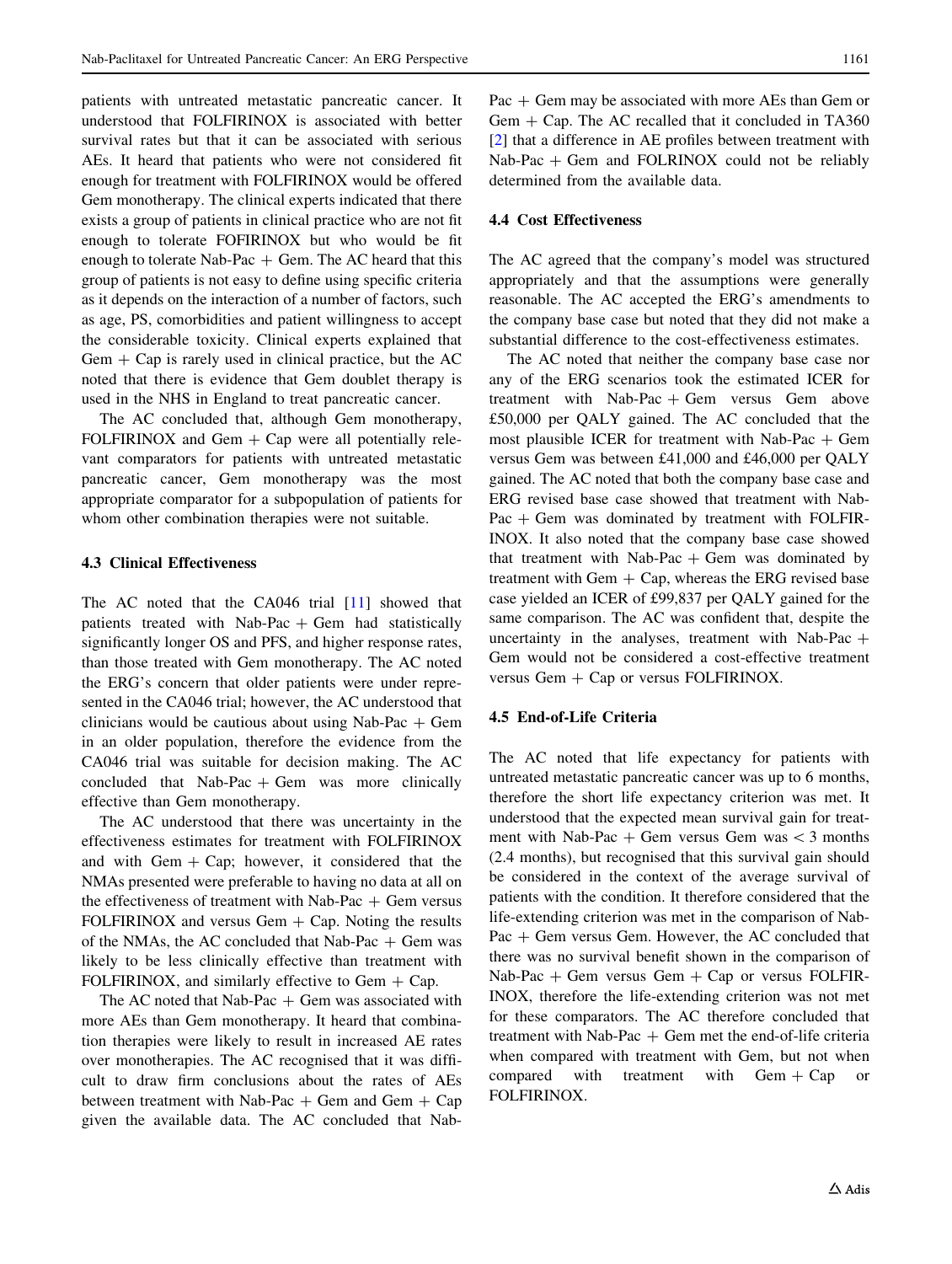patients with untreated metastatic pancreatic cancer. It understood that FOLFIRINOX is associated with better survival rates but that it can be associated with serious AEs. It heard that patients who were not considered fit enough for treatment with FOLFIRINOX would be offered Gem monotherapy. The clinical experts indicated that there exists a group of patients in clinical practice who are not fit enough to tolerate FOFIRINOX but who would be fit enough to tolerate Nab-Pac + Gem. The AC heard that this group of patients is not easy to define using specific criteria as it depends on the interaction of a number of factors, such as age, PS, comorbidities and patient willingness to accept the considerable toxicity. Clinical experts explained that Gem + Cap is rarely used in clinical practice, but the AC noted that there is evidence that Gem doublet therapy is used in the NHS in England to treat pancreatic cancer.

The AC concluded that, although Gem monotherapy, FOLFIRINOX and Gem + Cap were all potentially relevant comparators for patients with untreated metastatic pancreatic cancer, Gem monotherapy was the most appropriate comparator for a subpopulation of patients for whom other combination therapies were not suitable.

### 4.3 Clinical Effectiveness

The AC noted that the CA046 trial [11] showed that patients treated with Nab-Pac + Gem had statistically significantly longer OS and PFS, and higher response rates, than those treated with Gem monotherapy. The AC noted the ERG's concern that older patients were under represented in the CA046 trial; however, the AC understood that clinicians would be cautious about using Nab-Pac + Gem in an older population, therefore the evidence from the CA046 trial was suitable for decision making. The AC concluded that Nab-Pac + Gem was more clinically effective than Gem monotherapy.

The AC understood that there was uncertainty in the effectiveness estimates for treatment with FOLFIRINOX and with Gem + Cap; however, it considered that the NMAs presented were preferable to having no data at all on the effectiveness of treatment with Nab-Pac + Gem versus FOLFIRINOX and versus Gem + Cap. Noting the results of the NMAs, the AC concluded that Nab-Pac + Gem was likely to be less clinically effective than treatment with FOLFIRINOX, and similarly effective to Gem + Cap.

The AC noted that Nab-Pac + Gem was associated with more AEs than Gem monotherapy. It heard that combination therapies were likely to result in increased AE rates over monotherapies. The AC recognised that it was difficult to draw firm conclusions about the rates of AEs between treatment with Nab-Pac + Gem and Gem + Cap given the available data. The AC concluded that Nab-Pac + Gem may be associated with more AEs than Gem or Gem + Cap. The AC recalled that it concluded in TA360 [2] that a difference in AE profiles between treatment with Nab-Pac + Gem and FOLRINOX could not be reliably determined from the available data.

### 4.4 Cost Effectiveness

The AC agreed that the company's model was structured appropriately and that the assumptions were generally reasonable. The AC accepted the ERG's amendments to the company base case but noted that they did not make a substantial difference to the cost-effectiveness estimates.

The AC noted that neither the company base case nor any of the ERG scenarios took the estimated ICER for treatment with Nab-Pac + Gem versus Gem above £50,000 per QALY gained. The AC concluded that the most plausible ICER for treatment with Nab-Pac + Gem versus Gem was between £41,000 and £46,000 per QALY gained. The AC noted that both the company base case and ERG revised base case showed that treatment with Nab-Pac + Gem was dominated by treatment with FOLFIRINOX. It also noted that the company base case showed that treatment with Nab-Pac + Gem was dominated by treatment with Gem + Cap, whereas the ERG revised base case yielded an ICER of £99,837 per QALY gained for the same comparison. The AC was confident that, despite the uncertainty in the analyses, treatment with Nab-Pac + Gem would not be considered a cost-effective treatment versus Gem + Cap or versus FOLFIRINOX.

### 4.5 End-of-Life Criteria

The AC noted that life expectancy for patients with untreated metastatic pancreatic cancer was up to 6 months, therefore the short life expectancy criterion was met. It understood that the expected mean survival gain for treatment with Nab-Pac + Gem versus Gem was $< 3$ months (2.4 months), but recognised that this survival gain should be considered in the context of the average survival of patients with the condition. It therefore considered that the life-extending criterion was met in the comparison of Nab-Pac + Gem versus Gem. However, the AC concluded that there was no survival benefit shown in the comparison of Nab-Pac + Gem versus Gem + Cap or versus FOLFIRINOX, therefore the life-extending criterion was not met for these comparators. The AC therefore concluded that treatment with Nab-Pac + Gem met the end-of-life criteria when compared with treatment with Gem, but not when compared with treatment with Gem + Cap or FOLFIRINOX.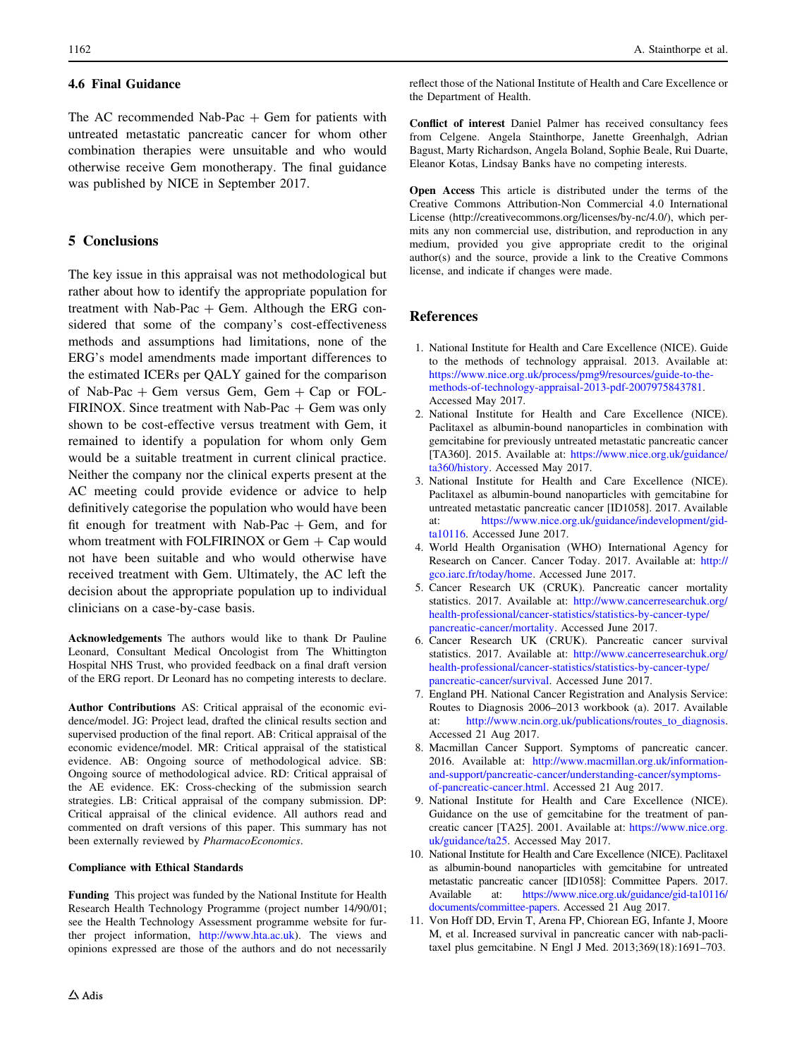### 4.6 Final Guidance

The AC recommended Nab-Pac + Gem for patients with untreated metastatic pancreatic cancer for whom other combination therapies were unsuitable and who would otherwise receive Gem monotherapy. The final guidance was published by NICE in September 2017.

## 5 Conclusions

The key issue in this appraisal was not methodological but rather about how to identify the appropriate population for treatment with Nab-Pac + Gem. Although the ERG considered that some of the company's cost-effectiveness methods and assumptions had limitations, none of the ERG's model amendments made important differences to the estimated ICERs per QALY gained for the comparison of Nab-Pac + Gem versus Gem, Gem + Cap or FOLFIRINOX. Since treatment with Nab-Pac + Gem was only shown to be cost-effective versus treatment with Gem, it remained to identify a population for whom only Gem would be a suitable treatment in current clinical practice. Neither the company nor the clinical experts present at the AC meeting could provide evidence or advice to help definitively categorise the population who would have been fit enough for treatment with Nab-Pac + Gem, and for whom treatment with FOLFIRINOX or Gem + Cap would not have been suitable and who would otherwise have received treatment with Gem. Ultimately, the AC left the decision about the appropriate population up to individual clinicians on a case-by-case basis.

**Acknowledgements** The authors would like to thank Dr Pauline Leonard, Consultant Medical Oncologist from The Whittington Hospital NHS Trust, who provided feedback on a final draft version of the ERG report. Dr Leonard has no competing interests to declare.

**Author Contributions** AS: Critical appraisal of the economic evidence/model. JG: Project lead, drafted the clinical results section and supervised production of the final report. AB: Critical appraisal of the economic evidence/model. MR: Critical appraisal of the statistical evidence. AB: Ongoing source of methodological advice. SB: Ongoing source of methodological advice. RD: Critical appraisal of the AE evidence. EK: Cross-checking of the submission search strategies. LB: Critical appraisal of the company submission. DP: Critical appraisal of the clinical evidence. All authors read and commented on draft versions of this paper. This summary has not been externally reviewed by *PharmacoEconomics*.

**Compliance with Ethical Standards**

**Funding** This project was funded by the National Institute for Health Research Health Technology Programme (project number 14/90/01; see the Health Technology Assessment programme website for further project information, http://www.hta.ac.uk). The views and opinions expressed are those of the authors and do not necessarily reflect those of the National Institute of Health and Care Excellence or the Department of Health.

**Conflict of interest** Daniel Palmer has received consultancy fees from Celgene. Angela Stainthorpe, Janette Greenhalgh, Adrian Bagust, Marty Richardson, Angela Boland, Sophie Beale, Rui Duarte, Eleanor Kotas, Lindsay Banks have no competing interests.

**Open Access** This article is distributed under the terms of the Creative Commons Attribution-Non Commercial 4.0 International License (http://creativecommons.org/licenses/by-nc/4.0/), which permits any non commercial use, distribution, and reproduction in any medium, provided you give appropriate credit to the original author(s) and the source, provide a link to the Creative Commons license, and indicate if changes were made.

## References

1. National Institute for Health and Care Excellence (NICE). Guide to the methods of technology appraisal. 2013. Available at: https://www.nice.org.uk/process/pmg9/resources/guide-to-the-methods-of-technology-appraisal-2013-pdf-2007975843781. Accessed May 2017.
2. National Institute for Health and Care Excellence (NICE). Paclitaxel as albumin-bound nanoparticles in combination with gemcitabine for previously untreated metastatic pancreatic cancer [TA360]. 2015. Available at: https://www.nice.org.uk/guidance/ta360/history. Accessed May 2017.
3. National Institute for Health and Care Excellence (NICE). Paclitaxel as albumin-bound nanoparticles with gemcitabine for untreated metastatic pancreatic cancer [ID1058]. 2017. Available at: https://www.nice.org.uk/guidance/indevelopment/gid-ta10116. Accessed June 2017.
4. World Health Organisation (WHO) International Agency for Research on Cancer. Cancer Today. 2017. Available at: http://gco.iarc.fr/today/home. Accessed June 2017.
5. Cancer Research UK (CRUK). Pancreatic cancer mortality statistics. 2017. Available at: http://www.cancerresearchuk.org/health-professional/cancer-statistics/statistics-by-cancer-type/pancreatic-cancer/mortality. Accessed June 2017.
6. Cancer Research UK (CRUK). Pancreatic cancer survival statistics. 2017. Available at: http://www.cancerresearchuk.org/health-professional/cancer-statistics/statistics-by-cancer-type/pancreatic-cancer/survival. Accessed June 2017.
7. England PH. National Cancer Registration and Analysis Service: Routes to Diagnosis 2006–2013 workbook (a). 2017. Available at: http://www.ncin.org.uk/publications/routes_to_diagnosis. Accessed 21 Aug 2017.
8. Macmillan Cancer Support. Symptoms of pancreatic cancer. 2016. Available at: http://www.macmillan.org.uk/information-and-support/pancreatic-cancer/understanding-cancer/symptoms-of-pancreatic-cancer.html. Accessed 21 Aug 2017.
9. National Institute for Health and Care Excellence (NICE). Guidance on the use of gemcitabine for the treatment of pancreatic cancer [TA25]. 2001. Available at: https://www.nice.org.uk/guidance/ta25. Accessed May 2017.
10. National Institute for Health and Care Excellence (NICE). Paclitaxel as albumin-bound nanoparticles with gemcitabine for untreated metastatic pancreatic cancer [ID1058]: Committee Papers. 2017. Available at: https://www.nice.org.uk/guidance/gid-ta10116/documents/committee-papers. Accessed 21 Aug 2017.
11. Von Hoff DD, Ervin T, Arena FP, Chiorean EG, Infante J, Moore M, et al. Increased survival in pancreatic cancer with nab-paclitaxel plus gemcitabine. N Engl J Med. 2013;369(18):1691–703.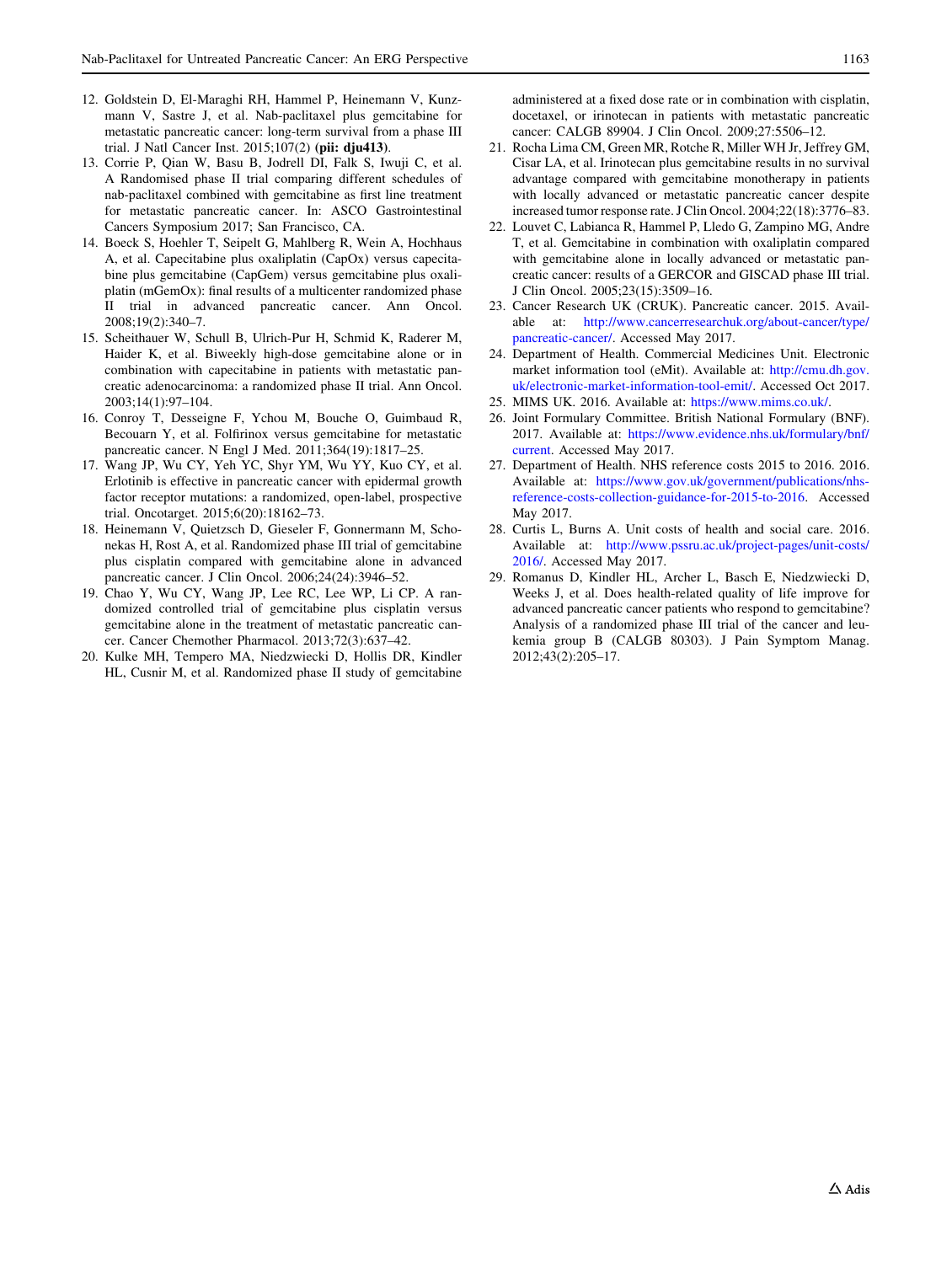12. Goldstein D, El-Maraghi RH, Hammel P, Heinemann V, Kunzmann V, Sastre J, et al. Nab-paclitaxel plus gemcitabine for metastatic pancreatic cancer: long-term survival from a phase III trial. J Natl Cancer Inst. 2015;107(2) **(pii: dju413)**.
13. Corrie P, Qian W, Basu B, Jodrell DI, Falk S, Iwuji C, et al. A Randomised phase II trial comparing different schedules of nab-paclitaxel combined with gemcitabine as first line treatment for metastatic pancreatic cancer. In: ASCO Gastrointestinal Cancers Symposium 2017; San Francisco, CA.
14. Boeck S, Hoehler T, Seipelt G, Mahlberg R, Wein A, Hochhaus A, et al. Capecitabine plus oxaliplatin (CapOx) versus capecitabine plus gemcitabine (CapGem) versus gemcitabine plus oxaliplatin (mGemOx): final results of a multicenter randomized phase II trial in advanced pancreatic cancer. Ann Oncol. 2008;19(2):340–7.
15. Scheithauer W, Schull B, Ulrich-Pur H, Schmid K, Raderer M, Haider K, et al. Biweekly high-dose gemcitabine alone or in combination with capecitabine in patients with metastatic pancreatic adenocarcinoma: a randomized phase II trial. Ann Oncol. 2003;14(1):97–104.
16. Conroy T, Desseigne F, Ychou M, Bouche O, Guimbaud R, Becouarn Y, et al. Folfirinox versus gemcitabine for metastatic pancreatic cancer. N Engl J Med. 2011;364(19):1817–25.
17. Wang JP, Wu CY, Yeh YC, Shyr YM, Wu YY, Kuo CY, et al. Erlotinib is effective in pancreatic cancer with epidermal growth factor receptor mutations: a randomized, open-label, prospective trial. Oncotarget. 2015;6(20):18162–73.
18. Heinemann V, Quietzsch D, Gieseler F, Gonnermann M, Schonekas H, Rost A, et al. Randomized phase III trial of gemcitabine plus cisplatin compared with gemcitabine alone in advanced pancreatic cancer. J Clin Oncol. 2006;24(24):3946–52.
19. Chao Y, Wu CY, Wang JP, Lee RC, Lee WP, Li CP. A randomized controlled trial of gemcitabine plus cisplatin versus gemcitabine alone in the treatment of metastatic pancreatic cancer. Cancer Chemother Pharmacol. 2013;72(3):637–42.
20. Kulke MH, Tempero MA, Niedzwiecki D, Hollis DR, Kindler HL, Cusnir M, et al. Randomized phase II study of gemcitabine administered at a fixed dose rate or in combination with cisplatin, docetaxel, or irinotecan in patients with metastatic pancreatic cancer: CALGB 89904. J Clin Oncol. 2009;27:5506–12.
21. Rocha Lima CM, Green MR, Rotche R, Miller WH Jr, Jeffrey GM, Cisar LA, et al. Irinotecan plus gemcitabine results in no survival advantage compared with gemcitabine monotherapy in patients with locally advanced or metastatic pancreatic cancer despite increased tumor response rate. J Clin Oncol. 2004;22(18):3776–83.
22. Louvet C, Labianca R, Hammel P, Lledo G, Zampino MG, Andre T, et al. Gemcitabine in combination with oxaliplatin compared with gemcitabine alone in locally advanced or metastatic pancreatic cancer: results of a GERCOR and GISCAD phase III trial. J Clin Oncol. 2005;23(15):3509–16.
23. Cancer Research UK (CRUK). Pancreatic cancer. 2015. Available at: http://www.cancerresearchuk.org/about-cancer/type/pancreatic-cancer/. Accessed May 2017.
24. Department of Health. Commercial Medicines Unit. Electronic market information tool (eMit). Available at: http://cmu.dh.gov.uk/electronic-market-information-tool-emit/. Accessed Oct 2017.
25. MIMS UK. 2016. Available at: https://www.mims.co.uk/.
26. Joint Formulary Committee. British National Formulary (BNF). 2017. Available at: https://www.evidence.nhs.uk/formulary/bnf/current. Accessed May 2017.
27. Department of Health. NHS reference costs 2015 to 2016. 2016. Available at: https://www.gov.uk/government/publications/nhs-reference-costs-collection-guidance-for-2015-to-2016. Accessed May 2017.
28. Curtis L, Burns A. Unit costs of health and social care. 2016. Available at: http://www.pssru.ac.uk/project-pages/unit-costs/2016/. Accessed May 2017.
29. Romanus D, Kindler HL, Archer L, Basch E, Niedzwiecki D, Weeks J, et al. Does health-related quality of life improve for advanced pancreatic cancer patients who respond to gemcitabine? Analysis of a randomized phase III trial of the cancer and leukemia group B (CALGB 80303). J Pain Symptom Manag. 2012;43(2):205–17.